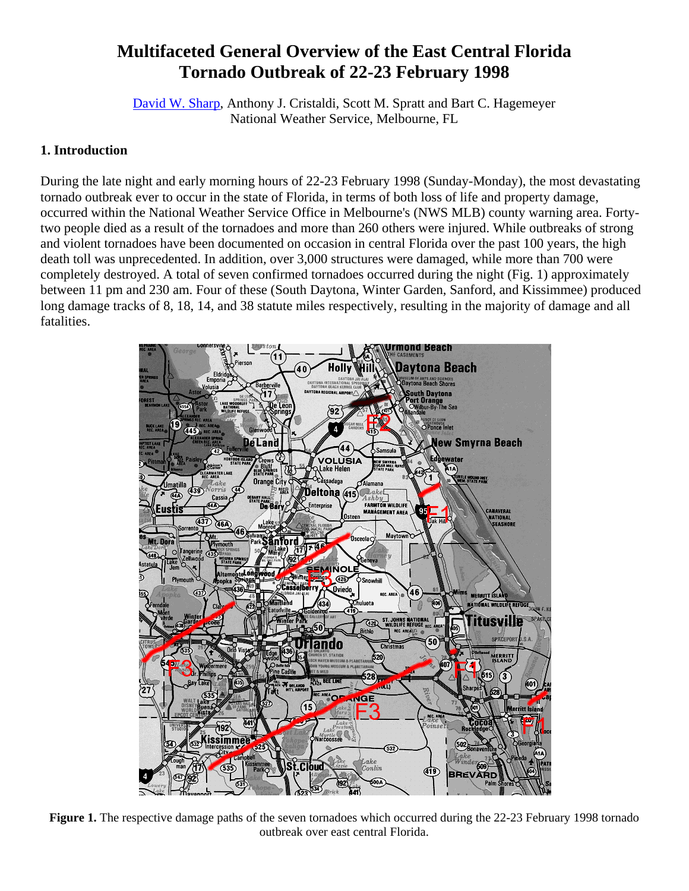# Multifaceted General Overview of the East Central Florida Tornado Outbreak of 22-23 February 1998

David W. Sharp, Anthony J. Cristaldi, Scott M. Spratt and Bart C. Hagemeyer
National Weather Service, Melbourne, FL

## 1. Introduction

During the late night and early morning hours of 22-23 February 1998 (Sunday-Monday), the most devastating tornado outbreak ever to occur in the state of Florida, in terms of both loss of life and property damage, occurred within the National Weather Service Office in Melbourne's (NWS MLB) county warning area. Forty-two people died as a result of the tornadoes and more than 260 others were injured. While outbreaks of strong and violent tornadoes have been documented on occasion in central Florida over the past 100 years, the high death toll was unprecedented. In addition, over 3,000 structures were damaged, while more than 700 were completely destroyed. A total of seven confirmed tornadoes occurred during the night (Fig. 1) approximately between 11 pm and 230 am. Four of these (South Daytona, Winter Garden, Sanford, and Kissimmee) produced long damage tracks of 8, 18, 14, and 38 statute miles respectively, resulting in the majority of damage and all fatalities.

**Figure 1.** The respective damage paths of the seven tornadoes which occurred during the 22-23 February 1998 tornado outbreak over east central Florida.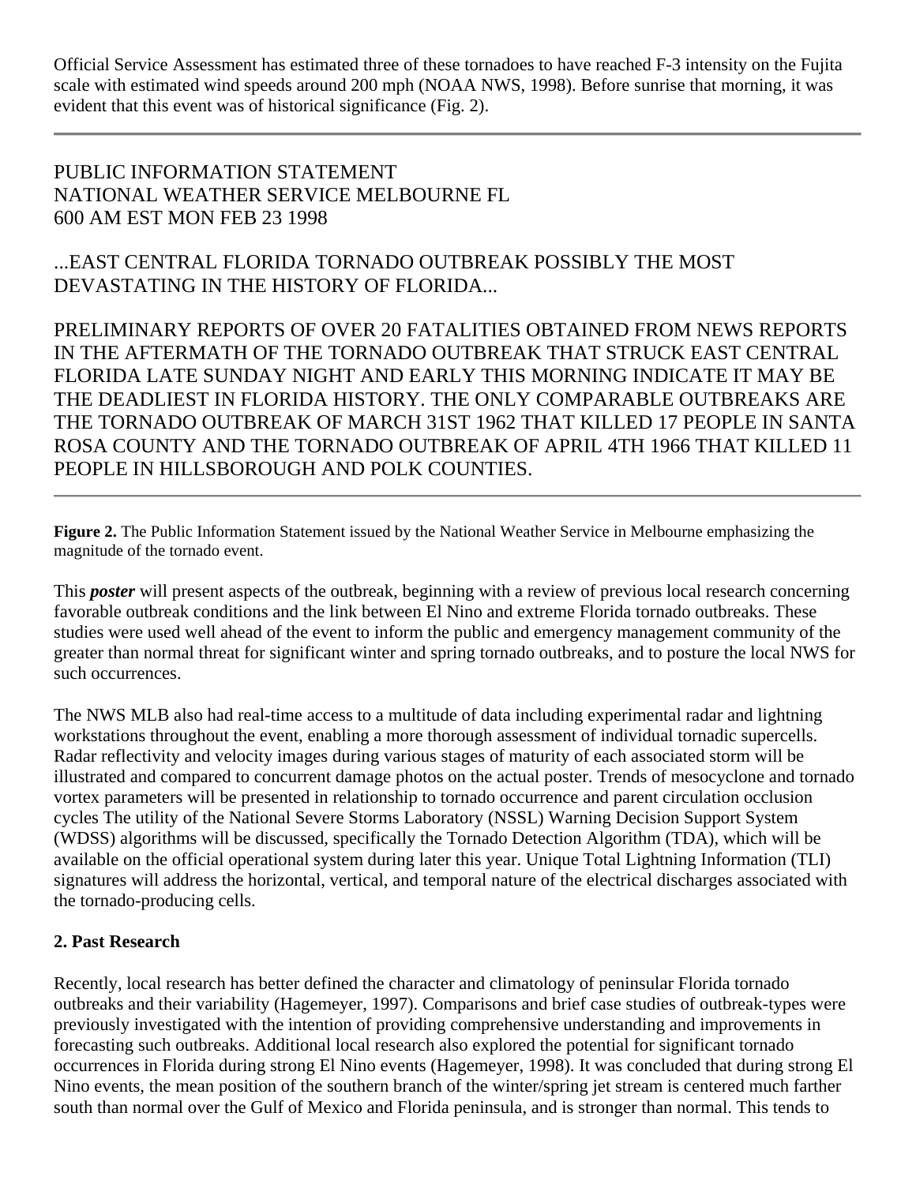Official Service Assessment has estimated three of these tornadoes to have reached F-3 intensity on the Fujita scale with estimated wind speeds around 200 mph (NOAA NWS, 1998). Before sunrise that morning, it was evident that this event was of historical significance (Fig. 2).

---

PUBLIC INFORMATION STATEMENT
NATIONAL WEATHER SERVICE MELBOURNE FL
600 AM EST MON FEB 23 1998

...EAST CENTRAL FLORIDA TORNADO OUTBREAK POSSIBLY THE MOST DEVASTATING IN THE HISTORY OF FLORIDA...

PRELIMINARY REPORTS OF OVER 20 FATALITIES OBTAINED FROM NEWS REPORTS IN THE AFTERMATH OF THE TORNADO OUTBREAK THAT STRUCK EAST CENTRAL FLORIDA LATE SUNDAY NIGHT AND EARLY THIS MORNING INDICATE IT MAY BE THE DEADLIEST IN FLORIDA HISTORY. THE ONLY COMPARABLE OUTBREAKS ARE THE TORNADO OUTBREAK OF MARCH 31ST 1962 THAT KILLED 17 PEOPLE IN SANTA ROSA COUNTY AND THE TORNADO OUTBREAK OF APRIL 4TH 1966 THAT KILLED 11 PEOPLE IN HILLSBOROUGH AND POLK COUNTIES.

---

**Figure 2.** The Public Information Statement issued by the National Weather Service in Melbourne emphasizing the magnitude of the tornado event.

This ***poster*** will present aspects of the outbreak, beginning with a review of previous local research concerning favorable outbreak conditions and the link between El Nino and extreme Florida tornado outbreaks. These studies were used well ahead of the event to inform the public and emergency management community of the greater than normal threat for significant winter and spring tornado outbreaks, and to posture the local NWS for such occurrences.

The NWS MLB also had real-time access to a multitude of data including experimental radar and lightning workstations throughout the event, enabling a more thorough assessment of individual tornadic supercells. Radar reflectivity and velocity images during various stages of maturity of each associated storm will be illustrated and compared to concurrent damage photos on the actual poster. Trends of mesocyclone and tornado vortex parameters will be presented in relationship to tornado occurrence and parent circulation occlusion cycles The utility of the National Severe Storms Laboratory (NSSL) Warning Decision Support System (WDSS) algorithms will be discussed, specifically the Tornado Detection Algorithm (TDA), which will be available on the official operational system during later this year. Unique Total Lightning Information (TLI) signatures will address the horizontal, vertical, and temporal nature of the electrical discharges associated with the tornado-producing cells.

**2. Past Research**

Recently, local research has better defined the character and climatology of peninsular Florida tornado outbreaks and their variability (Hagemeyer, 1997). Comparisons and brief case studies of outbreak-types were previously investigated with the intention of providing comprehensive understanding and improvements in forecasting such outbreaks. Additional local research also explored the potential for significant tornado occurrences in Florida during strong El Nino events (Hagemeyer, 1998). It was concluded that during strong El Nino events, the mean position of the southern branch of the winter/spring jet stream is centered much farther south than normal over the Gulf of Mexico and Florida peninsula, and is stronger than normal. This tends to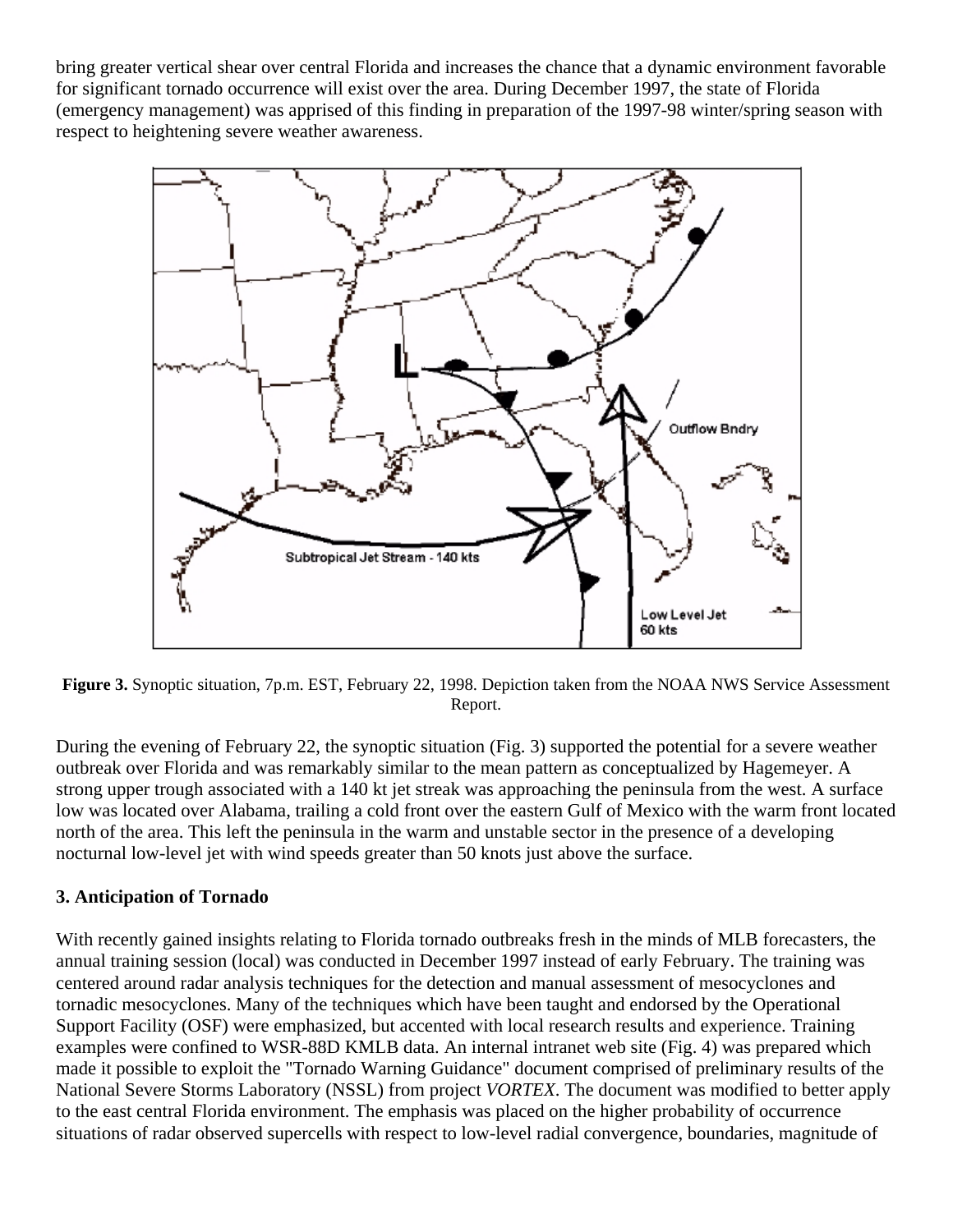bring greater vertical shear over central Florida and increases the chance that a dynamic environment favorable for significant tornado occurrence will exist over the area. During December 1997, the state of Florida (emergency management) was apprised of this finding in preparation of the 1997-98 winter/spring season with respect to heightening severe weather awareness.

**Figure 3.** Synoptic situation, 7p.m. EST, February 22, 1998. Depiction taken from the NOAA NWS Service Assessment Report.

During the evening of February 22, the synoptic situation (Fig. 3) supported the potential for a severe weather outbreak over Florida and was remarkably similar to the mean pattern as conceptualized by Hagemeyer. A strong upper trough associated with a 140 kt jet streak was approaching the peninsula from the west. A surface low was located over Alabama, trailing a cold front over the eastern Gulf of Mexico with the warm front located north of the area. This left the peninsula in the warm and unstable sector in the presence of a developing nocturnal low-level jet with wind speeds greater than 50 knots just above the surface.

### 3. Anticipation of Tornado

With recently gained insights relating to Florida tornado outbreaks fresh in the minds of MLB forecasters, the annual training session (local) was conducted in December 1997 instead of early February. The training was centered around radar analysis techniques for the detection and manual assessment of mesocyclones and tornadic mesocyclones. Many of the techniques which have been taught and endorsed by the Operational Support Facility (OSF) were emphasized, but accented with local research results and experience. Training examples were confined to WSR-88D KMLB data. An internal intranet web site (Fig. 4) was prepared which made it possible to exploit the "Tornado Warning Guidance" document comprised of preliminary results of the National Severe Storms Laboratory (NSSL) from project *VORTEX*. The document was modified to better apply to the east central Florida environment. The emphasis was placed on the higher probability of occurrence situations of radar observed supercells with respect to low-level radial convergence, boundaries, magnitude of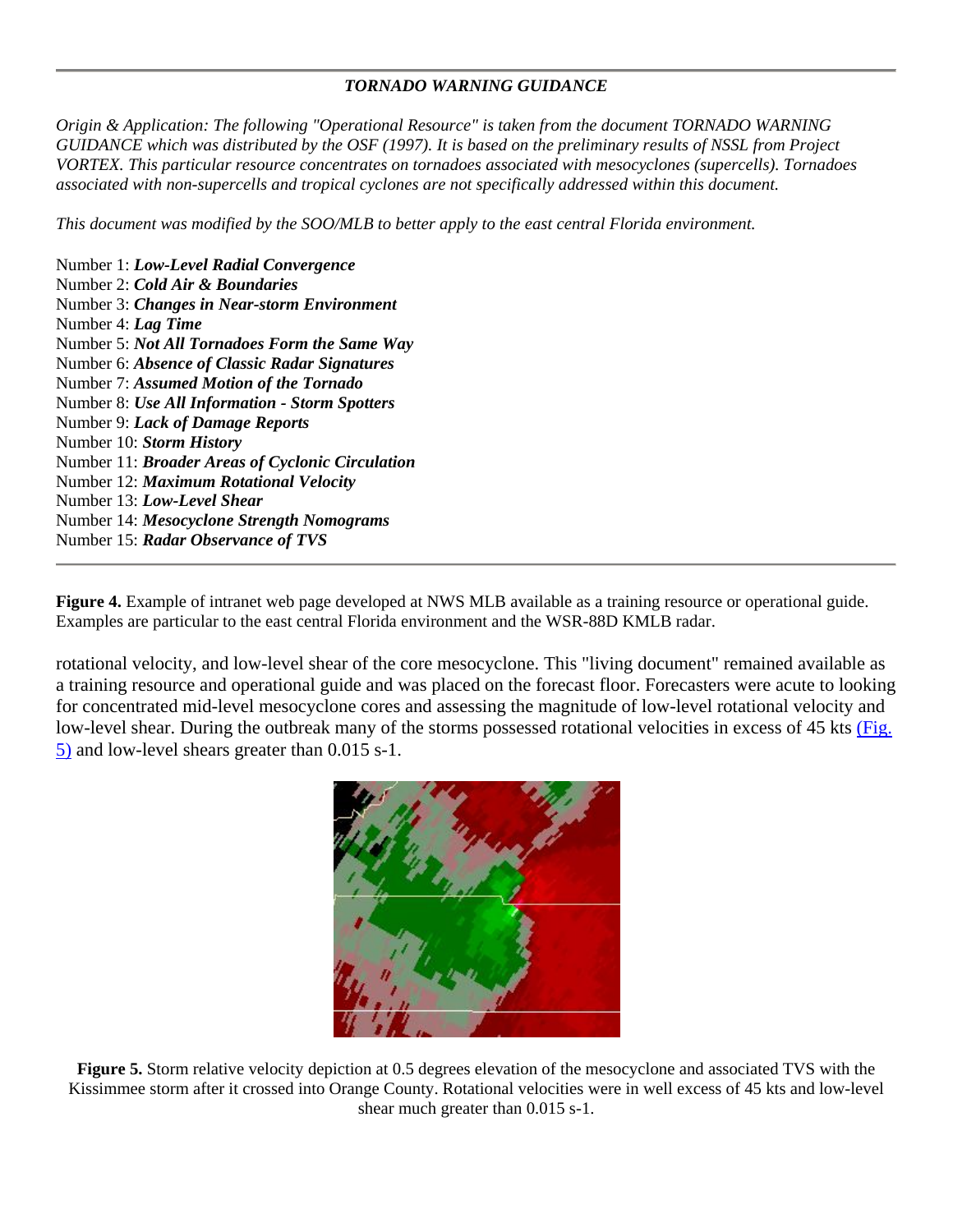---

***TORNADO WARNING GUIDANCE***

*Origin & Application: The following "Operational Resource" is taken from the document TORNADO WARNING GUIDANCE which was distributed by the OSF (1997). It is based on the preliminary results of NSSL from Project VORTEX. This particular resource concentrates on tornadoes associated with mesocyclones (supercells). Tornadoes associated with non-supercells and tropical cyclones are not specifically addressed within this document.*

*This document was modified by the SOO/MLB to better apply to the east central Florida environment.*

Number 1: ***Low-Level Radial Convergence***
Number 2: ***Cold Air & Boundaries***
Number 3: ***Changes in Near-storm Environment***
Number 4: ***Lag Time***
Number 5: ***Not All Tornadoes Form the Same Way***
Number 6: ***Absence of Classic Radar Signatures***
Number 7: ***Assumed Motion of the Tornado***
Number 8: ***Use All Information - Storm Spotters***
Number 9: ***Lack of Damage Reports***
Number 10: ***Storm History***
Number 11: ***Broader Areas of Cyclonic Circulation***
Number 12: ***Maximum Rotational Velocity***
Number 13: ***Low-Level Shear***
Number 14: ***Mesocyclone Strength Nomograms***
Number 15: ***Radar Observance of TVS***

---

**Figure 4.** Example of intranet web page developed at NWS MLB available as a training resource or operational guide. Examples are particular to the east central Florida environment and the WSR-88D KMLB radar.

rotational velocity, and low-level shear of the core mesocyclone. This "living document" remained available as a training resource and operational guide and was placed on the forecast floor. Forecasters were acute to looking for concentrated mid-level mesocyclone cores and assessing the magnitude of low-level rotational velocity and low-level shear. During the outbreak many of the storms possessed rotational velocities in excess of 45 kts (Fig. 5) and low-level shears greater than 0.015 $s^{-1}$.

**Figure 5.** Storm relative velocity depiction at 0.5 degrees elevation of the mesocyclone and associated TVS with the Kissimmee storm after it crossed into Orange County. Rotational velocities were in well excess of 45 kts and low-level shear much greater than 0.015 $s^{-1}$.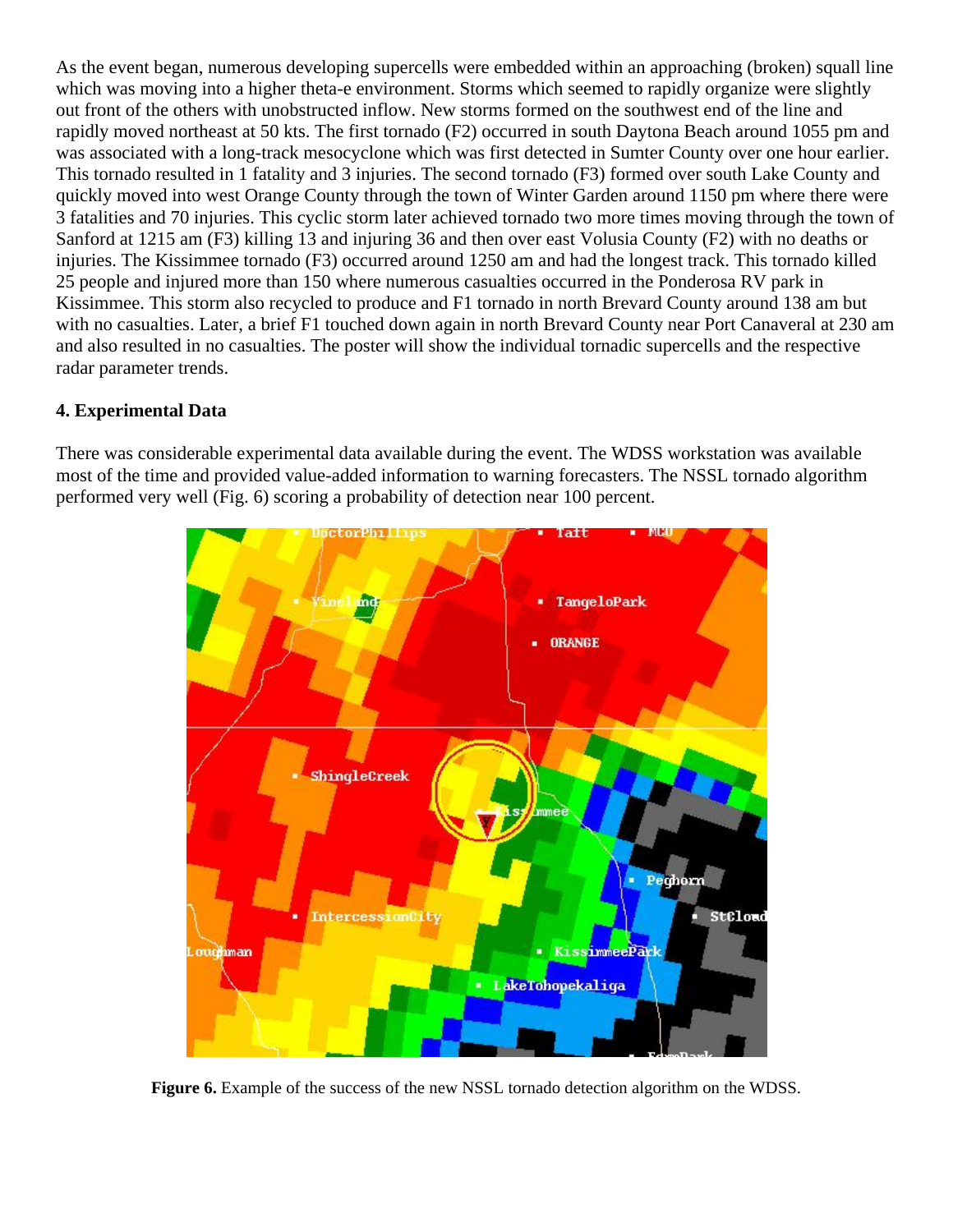As the event began, numerous developing supercells were embedded within an approaching (broken) squall line which was moving into a higher theta-e environment. Storms which seemed to rapidly organize were slightly out front of the others with unobstructed inflow. New storms formed on the southwest end of the line and rapidly moved northeast at 50 kts. The first tornado (F2) occurred in south Daytona Beach around 1055 pm and was associated with a long-track mesocyclone which was first detected in Sumter County over one hour earlier. This tornado resulted in 1 fatality and 3 injuries. The second tornado (F3) formed over south Lake County and quickly moved into west Orange County through the town of Winter Garden around 1150 pm where there were 3 fatalities and 70 injuries. This cyclic storm later achieved tornado two more times moving through the town of Sanford at 1215 am (F3) killing 13 and injuring 36 and then over east Volusia County (F2) with no deaths or injuries. The Kissimmee tornado (F3) occurred around 1250 am and had the longest track. This tornado killed 25 people and injured more than 150 where numerous casualties occurred in the Ponderosa RV park in Kissimmee. This storm also recycled to produce and F1 tornado in north Brevard County around 138 am but with no casualties. Later, a brief F1 touched down again in north Brevard County near Port Canaveral at 230 am and also resulted in no casualties. The poster will show the individual tornadic supercells and the respective radar parameter trends.

### 4. Experimental Data

There was considerable experimental data available during the event. The WDSS workstation was available most of the time and provided value-added information to warning forecasters. The NSSL tornado algorithm performed very well (Fig. 6) scoring a probability of detection near 100 percent.

**Figure 6.** Example of the success of the new NSSL tornado detection algorithm on the WDSS.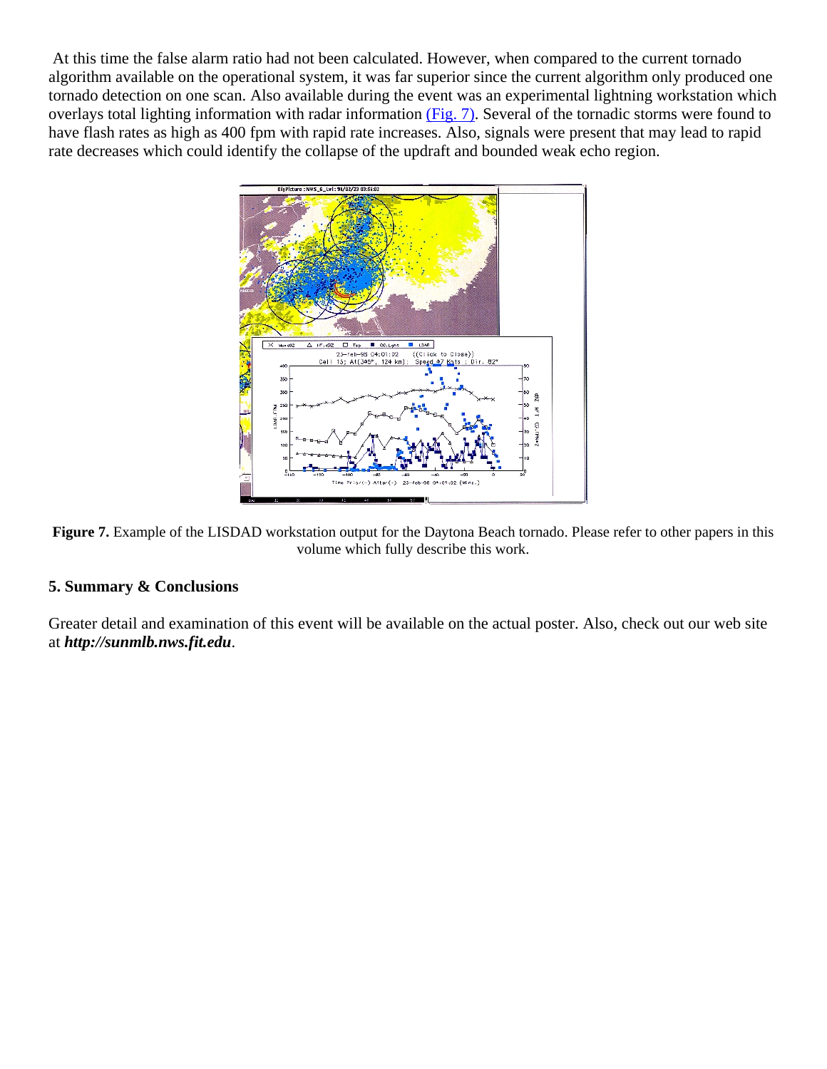At this time the false alarm ratio had not been calculated. However, when compared to the current tornado algorithm available on the operational system, it was far superior since the current algorithm only produced one tornado detection on one scan. Also available during the event was an experimental lightning workstation which overlays total lighting information with radar information (Fig. 7). Several of the tornadic storms were found to have flash rates as high as 400 fpm with rapid rate increases. Also, signals were present that may lead to rapid rate decreases which could identify the collapse of the updraft and bounded weak echo region.

**Figure 7.** Example of the LISDAD workstation output for the Daytona Beach tornado. Please refer to other papers in this volume which fully describe this work.

## 5. Summary & Conclusions

Greater detail and examination of this event will be available on the actual poster. Also, check out our web site at ***http://sunmlb.nws.fit.edu***.